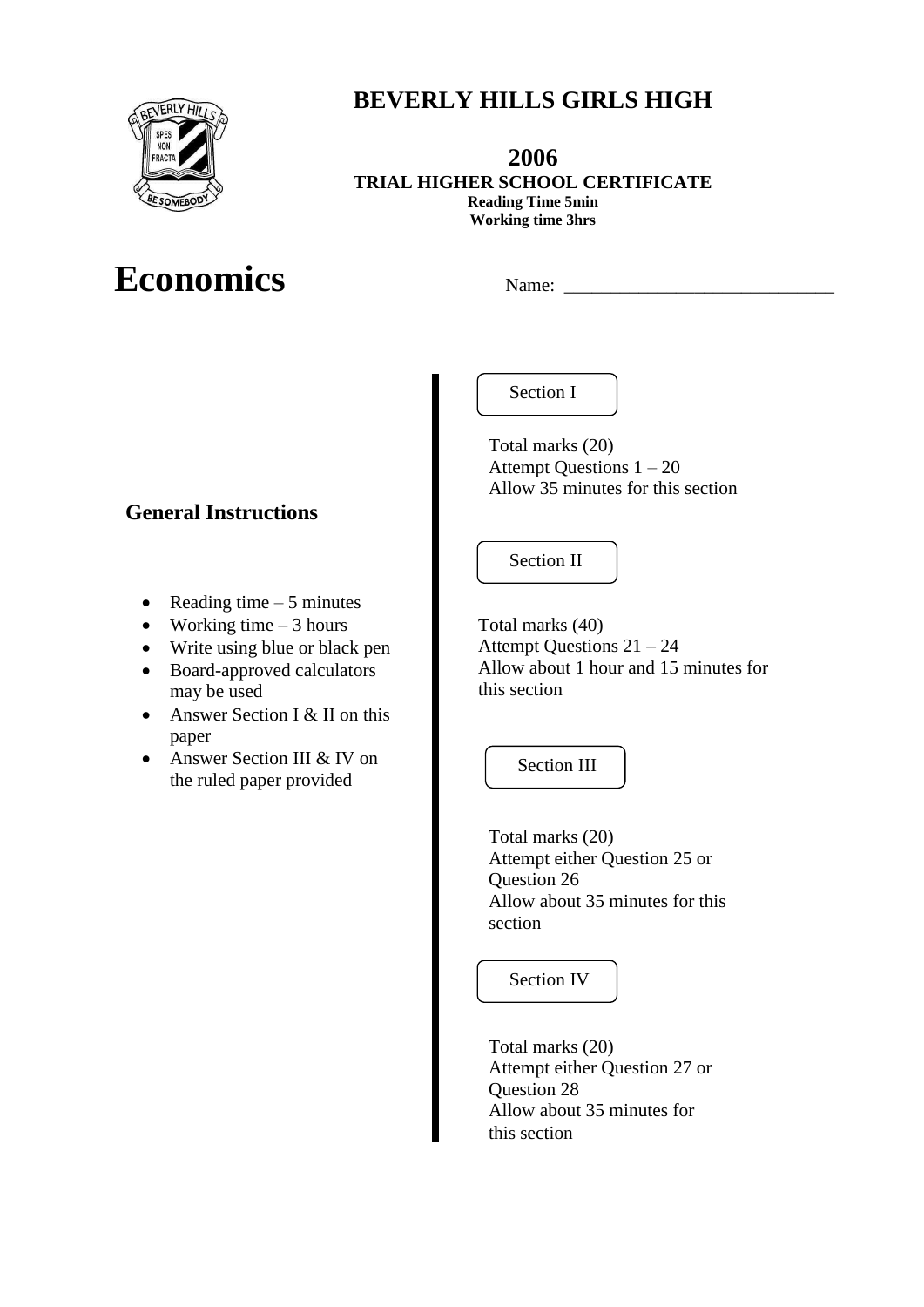# BEVERLY HILLS GIRLS HIGH

**2006**
**TRIAL HIGHER SCHOOL CERTIFICATE**
**Reading Time 5min**
**Working time 3hrs**

# Economics

Name: ____________________________

## General Instructions

- Reading time – 5 minutes
- Working time – 3 hours
- Write using blue or black pen
- Board-approved calculators may be used
- Answer Section I & II on this paper
- Answer Section III & IV on the ruled paper provided

### Section I

Total marks (20)
Attempt Questions 1 – 20
Allow 35 minutes for this section

### Section II

Total marks (40)
Attempt Questions 21 – 24
Allow about 1 hour and 15 minutes for this section

### Section III

Total marks (20)
Attempt either Question 25 or Question 26
Allow about 35 minutes for this section

### Section IV

Total marks (20)
Attempt either Question 27 or Question 28
Allow about 35 minutes for this section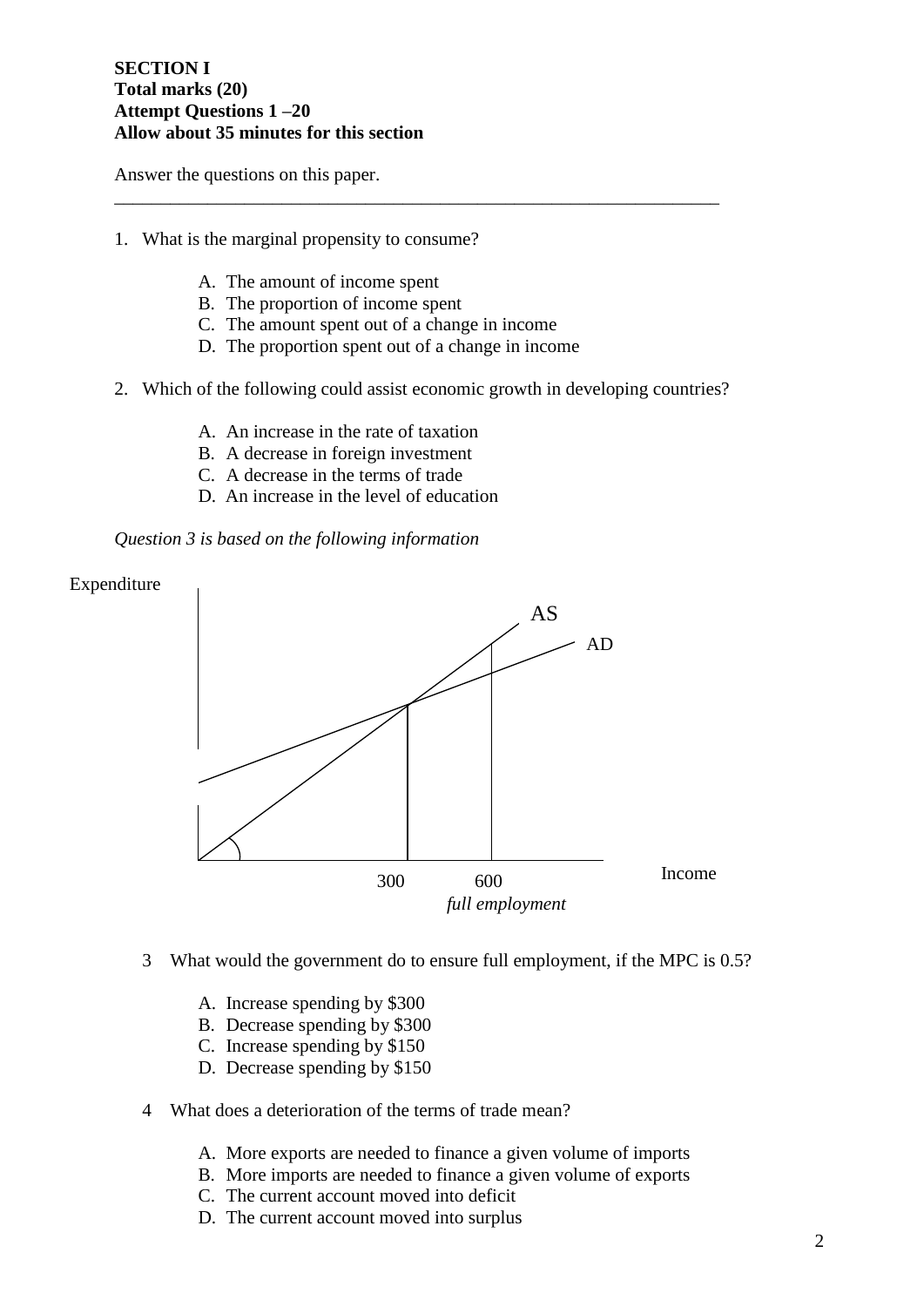**SECTION I**
**Total marks (20)**
**Attempt Questions 1 –20**
**Allow about 35 minutes for this section**

Answer the questions on this paper.

---

1. What is the marginal propensity to consume?

   A. The amount of income spent
   B. The proportion of income spent
   C. The amount spent out of a change in income
   D. The proportion spent out of a change in income

2. Which of the following could assist economic growth in developing countries?

   A. An increase in the rate of taxation
   B. A decrease in foreign investment
   C. A decrease in the terms of trade
   D. An increase in the level of education

*Question 3 is based on the following information*

Expenditure

AS

AD

300 600

*full employment*

Income

3 What would the government do to ensure full employment, if the MPC is 0.5?

   A. Increase spending by $300
   B. Decrease spending by $300
   C. Increase spending by $150
   D. Decrease spending by $150

4 What does a deterioration of the terms of trade mean?

   A. More exports are needed to finance a given volume of imports
   B. More imports are needed to finance a given volume of exports
   C. The current account moved into deficit
   D. The current account moved into surplus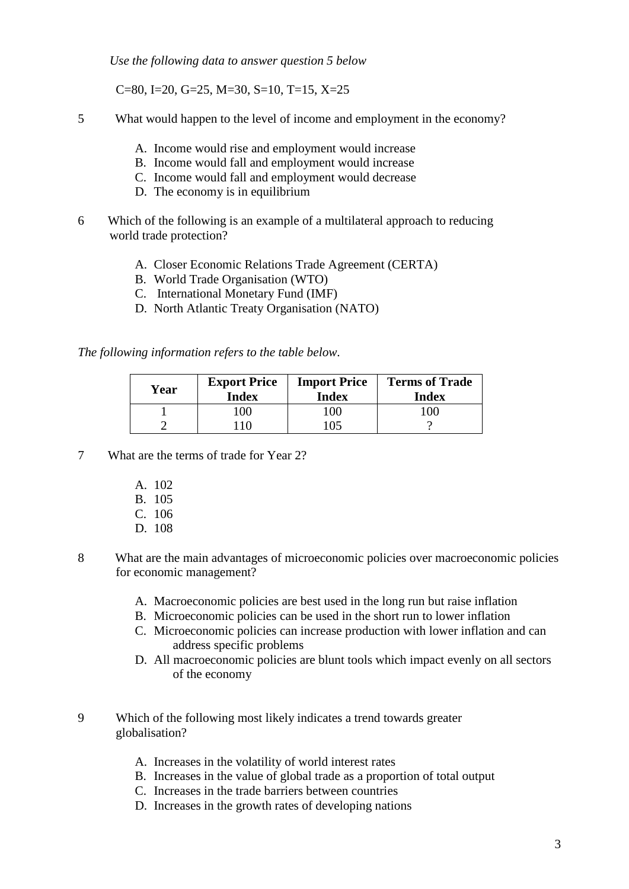*Use the following data to answer question 5 below*

C=80, I=20, G=25, M=30, S=10, T=15, X=25

5 What would happen to the level of income and employment in the economy?

A. Income would rise and employment would increase
B. Income would fall and employment would increase
C. Income would fall and employment would decrease
D. The economy is in equilibrium

6 Which of the following is an example of a multilateral approach to reducing world trade protection?

A. Closer Economic Relations Trade Agreement (CERTA)
B. World Trade Organisation (WTO)
C. International Monetary Fund (IMF)
D. North Atlantic Treaty Organisation (NATO)

*The following information refers to the table below.*

| Year | Export Price Index | Import Price Index | Terms of Trade Index |
|---|---|---|---|
| 1 | 100 | 100 | 100 |
| 2 | 110 | 105 | ? |

7 What are the terms of trade for Year 2?

A. 102
B. 105
C. 106
D. 108

8 What are the main advantages of microeconomic policies over macroeconomic policies for economic management?

A. Macroeconomic policies are best used in the long run but raise inflation
B. Microeconomic policies can be used in the short run to lower inflation
C. Microeconomic policies can increase production with lower inflation and can address specific problems
D. All macroeconomic policies are blunt tools which impact evenly on all sectors of the economy

9 Which of the following most likely indicates a trend towards greater globalisation?

A. Increases in the volatility of world interest rates
B. Increases in the value of global trade as a proportion of total output
C. Increases in the trade barriers between countries
D. Increases in the growth rates of developing nations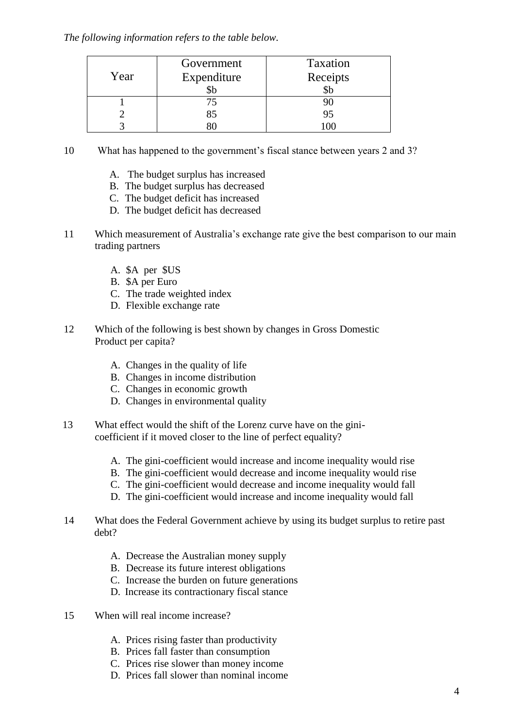*The following information refers to the table below.*

| Year | Government Expenditure $b | Taxation Receipts $b |
|---|---|---|
| 1 | 75 | 90 |
| 2 | 85 | 95 |
| 3 | 80 | 100 |

10 What has happened to the government's fiscal stance between years 2 and 3?

A. The budget surplus has increased
B. The budget surplus has decreased
C. The budget deficit has increased
D. The budget deficit has decreased

11 Which measurement of Australia's exchange rate give the best comparison to our main trading partners

A. $A per $US
B. $A per Euro
C. The trade weighted index
D. Flexible exchange rate

12 Which of the following is best shown by changes in Gross Domestic Product per capita?

A. Changes in the quality of life
B. Changes in income distribution
C. Changes in economic growth
D. Changes in environmental quality

13 What effect would the shift of the Lorenz curve have on the gini-coefficient if it moved closer to the line of perfect equality?

A. The gini-coefficient would increase and income inequality would rise
B. The gini-coefficient would decrease and income inequality would rise
C. The gini-coefficient would decrease and income inequality would fall
D. The gini-coefficient would increase and income inequality would fall

14 What does the Federal Government achieve by using its budget surplus to retire past debt?

A. Decrease the Australian money supply
B. Decrease its future interest obligations
C. Increase the burden on future generations
D. Increase its contractionary fiscal stance

15 When will real income increase?

A. Prices rising faster than productivity
B. Prices fall faster than consumption
C. Prices rise slower than money income
D. Prices fall slower than nominal income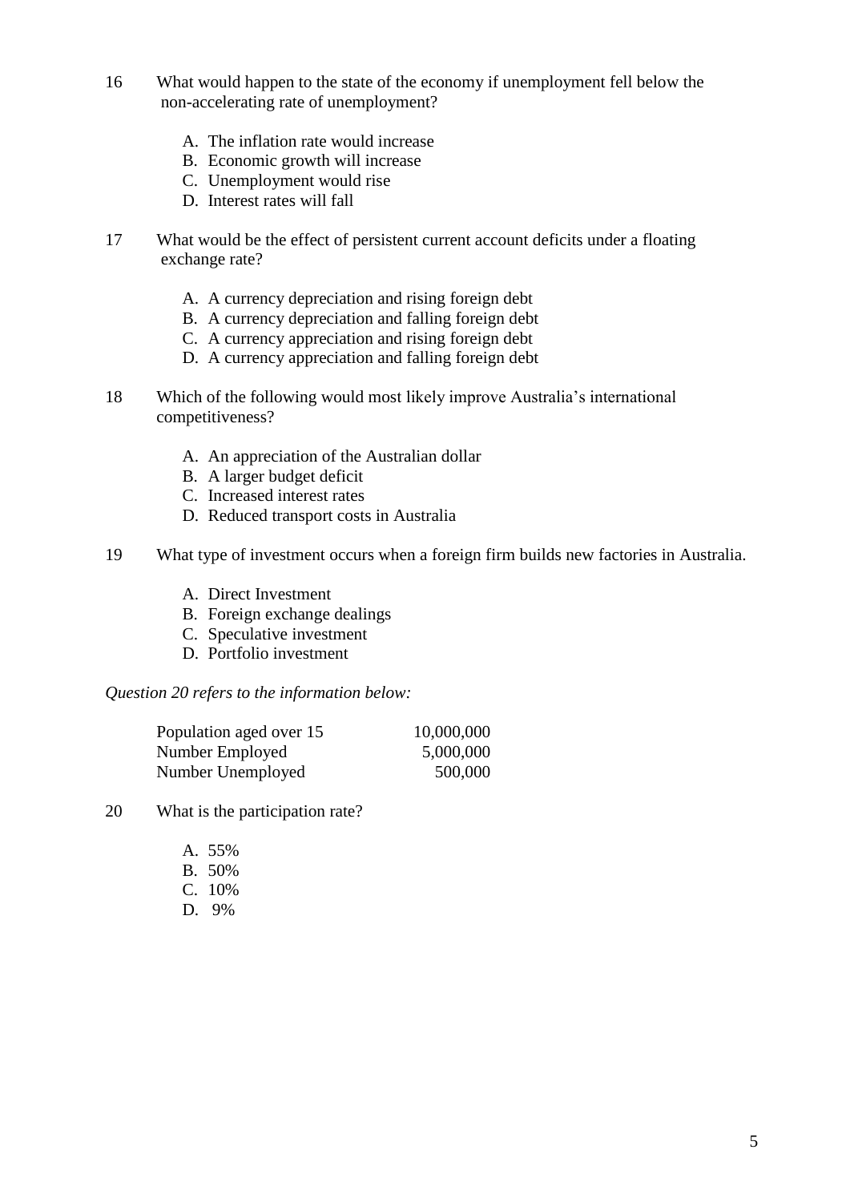16 What would happen to the state of the economy if unemployment fell below the non-accelerating rate of unemployment?

A. The inflation rate would increase
B. Economic growth will increase
C. Unemployment would rise
D. Interest rates will fall

17 What would be the effect of persistent current account deficits under a floating exchange rate?

A. A currency depreciation and rising foreign debt
B. A currency depreciation and falling foreign debt
C. A currency appreciation and rising foreign debt
D. A currency appreciation and falling foreign debt

18 Which of the following would most likely improve Australia's international competitiveness?

A. An appreciation of the Australian dollar
B. A larger budget deficit
C. Increased interest rates
D. Reduced transport costs in Australia

19 What type of investment occurs when a foreign firm builds new factories in Australia.

A. Direct Investment
B. Foreign exchange dealings
C. Speculative investment
D. Portfolio investment

*Question 20 refers to the information below:*

| | |
|---|---|
| Population aged over 15 | 10,000,000 |
| Number Employed | 5,000,000 |
| Number Unemployed | 500,000 |

20 What is the participation rate?

A. 55%
B. 50%
C. 10%
D. 9%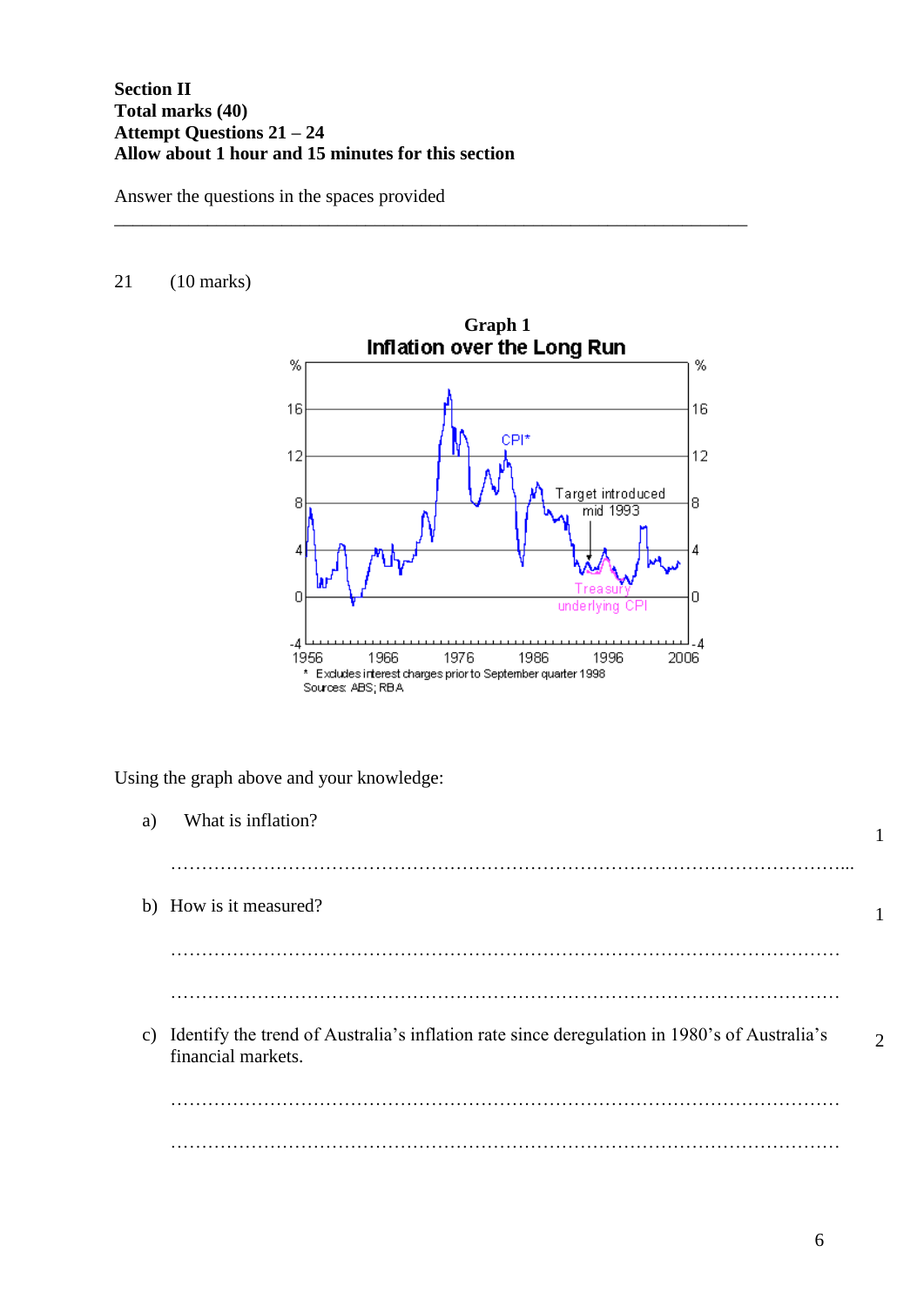**Section II**
**Total marks (40)**
**Attempt Questions 21 – 24**
**Allow about 1 hour and 15 minutes for this section**

Answer the questions in the spaces provided

---

21 (10 marks)

**Graph 1**
**Inflation over the Long Run**

\* Excludes interest charges prior to September quarter 1998
Sources: ABS; RBA

Using the graph above and your knowledge:

a) What is inflation? **1**

………………………………………………………………………………………………...

b) How is it measured? **1**

………………………………………………………………………………………………

………………………………………………………………………………………………

c) Identify the trend of Australia's inflation rate since deregulation in 1980's of Australia's financial markets. **2**

………………………………………………………………………………………………

………………………………………………………………………………………………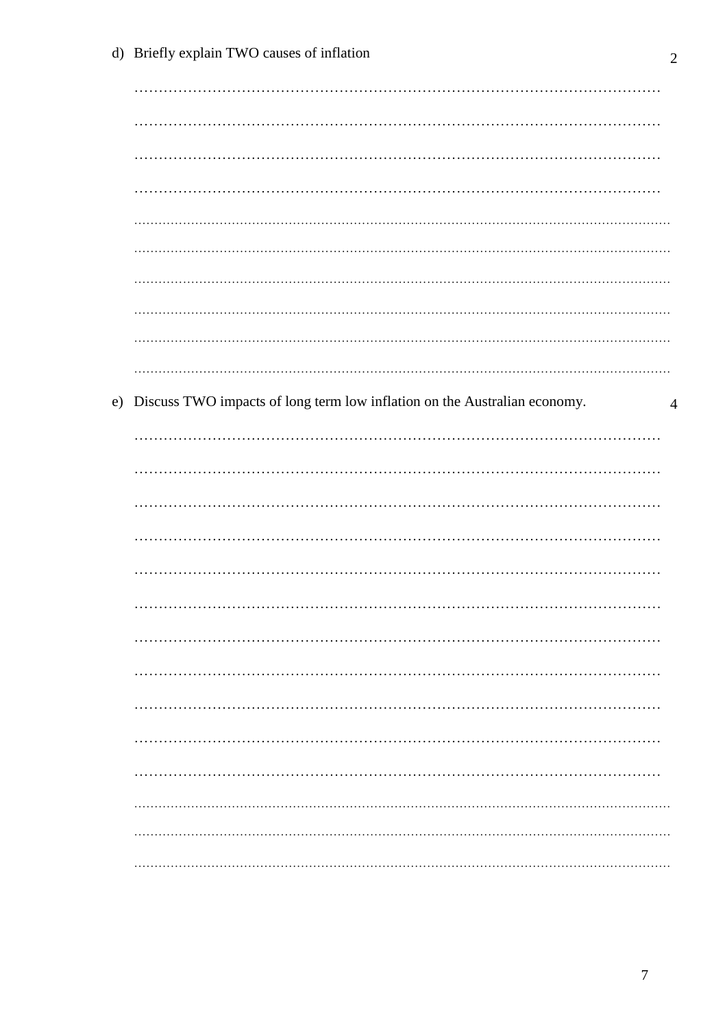d) Briefly explain TWO causes of inflation **2**

…………………………………………………………………………………………………

…………………………………………………………………………………………………

…………………………………………………………………………………………………

…………………………………………………………………………………………………

…………………………………………………………………………………………………

…………………………………………………………………………………………………

…………………………………………………………………………………………………

…………………………………………………………………………………………………

…………………………………………………………………………………………………

…………………………………………………………………………………………………

e) Discuss TWO impacts of long term low inflation on the Australian economy. **4**

…………………………………………………………………………………………………

…………………………………………………………………………………………………

…………………………………………………………………………………………………

…………………………………………………………………………………………………

…………………………………………………………………………………………………

…………………………………………………………………………………………………

…………………………………………………………………………………………………

…………………………………………………………………………………………………

…………………………………………………………………………………………………

…………………………………………………………………………………………………

…………………………………………………………………………………………………

…………………………………………………………………………………………………

…………………………………………………………………………………………………

…………………………………………………………………………………………………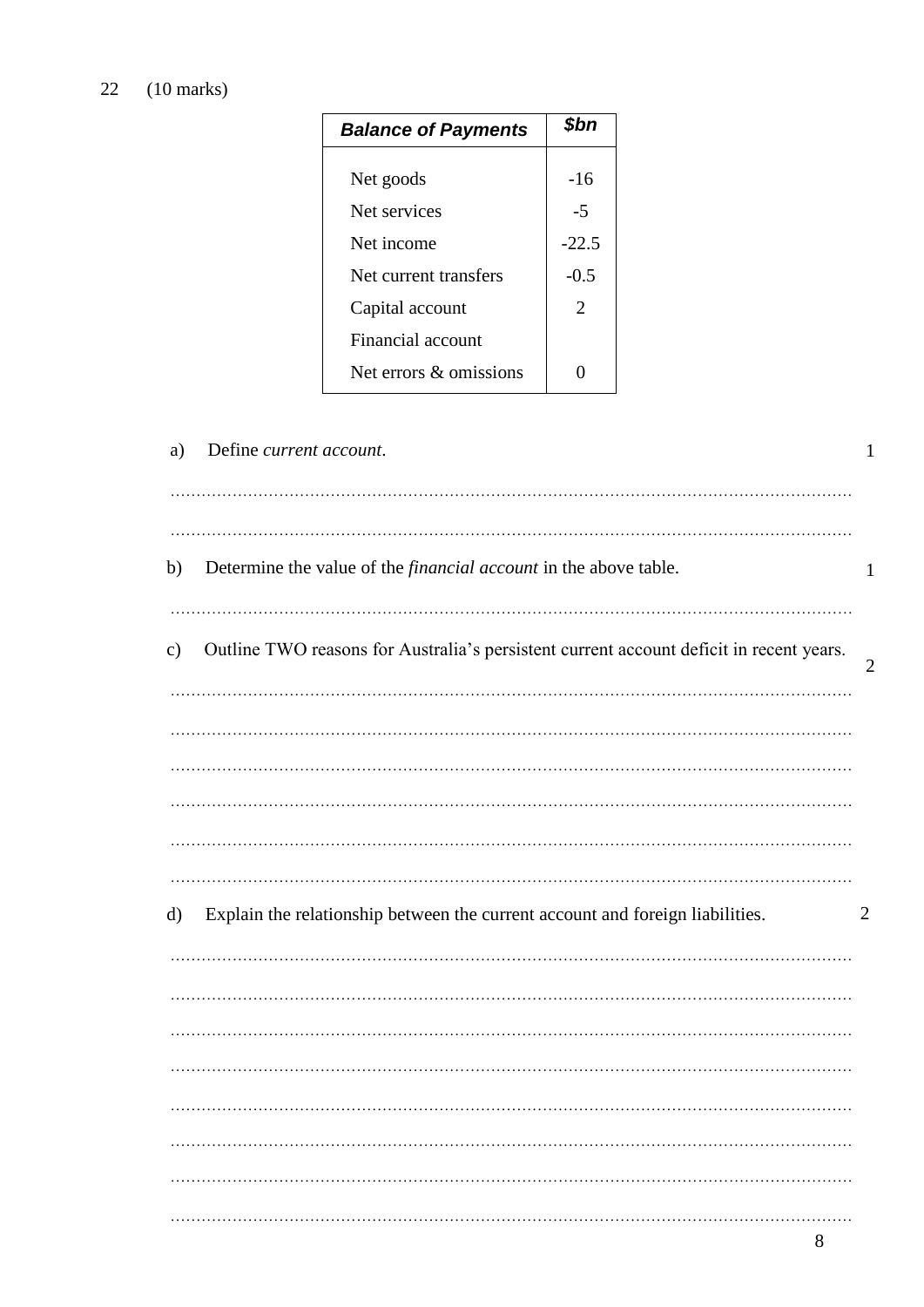22 (10 marks)

| *Balance of Payments* | *$bn* |
|---|---|
| Net goods | -16 |
| Net services | -5 |
| Net income | -22.5 |
| Net current transfers | -0.5 |
| Capital account | 2 |
| Financial account | |
| Net errors & omissions | 0 |

a) Define *current account*. 1

........................................................................................................................................

........................................................................................................................................

b) Determine the value of the *financial account* in the above table. 1

........................................................................................................................................

c) Outline TWO reasons for Australia's persistent current account deficit in recent years. 2

........................................................................................................................................

........................................................................................................................................

........................................................................................................................................

........................................................................................................................................

........................................................................................................................................

........................................................................................................................................

d) Explain the relationship between the current account and foreign liabilities. 2

........................................................................................................................................

........................................................................................................................................

........................................................................................................................................

........................................................................................................................................

........................................................................................................................................

........................................................................................................................................

........................................................................................................................................

........................................................................................................................................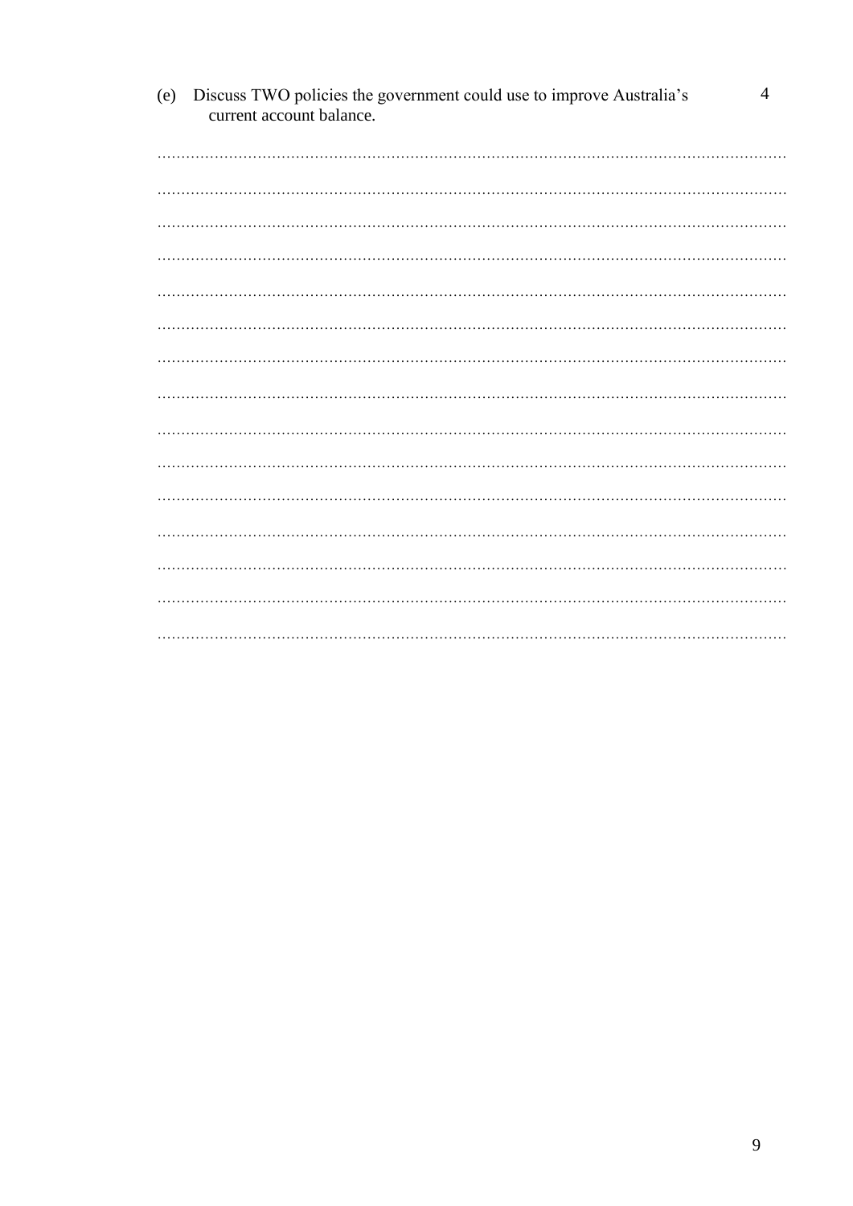(e) Discuss TWO policies the government could use to improve Australia's current account balance. **4**

...............................................................................................................................

...............................................................................................................................

...............................................................................................................................

...............................................................................................................................

...............................................................................................................................

...............................................................................................................................

...............................................................................................................................

...............................................................................................................................

...............................................................................................................................

...............................................................................................................................

...............................................................................................................................

...............................................................................................................................

...............................................................................................................................

...............................................................................................................................

...............................................................................................................................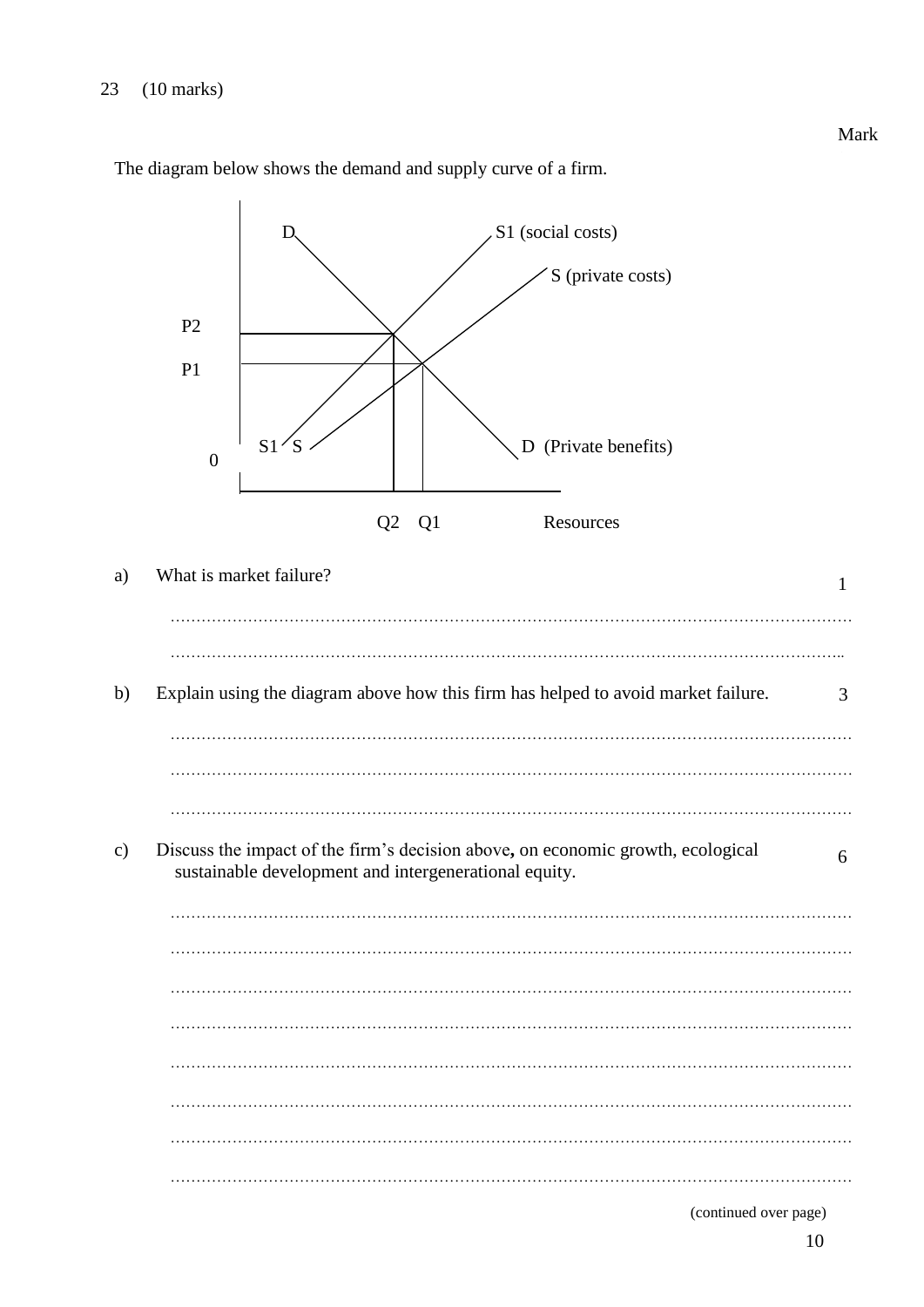23 (10 marks)

Mark

The diagram below shows the demand and supply curve of a firm.

D S1 (social costs)

S (private costs)

P2

P1

S1 S D (Private benefits)

0

Q2 Q1 Resources

a) What is market failure? 1

……………………………………………………………………………………………………

……………………………………………………………………………………………………

b) Explain using the diagram above how this firm has helped to avoid market failure. 3

……………………………………………………………………………………………………

……………………………………………………………………………………………………

……………………………………………………………………………………………………

c) Discuss the impact of the firm's decision above**,** on economic growth, ecological sustainable development and intergenerational equity. 6

……………………………………………………………………………………………………

……………………………………………………………………………………………………

……………………………………………………………………………………………………

……………………………………………………………………………………………………

……………………………………………………………………………………………………

……………………………………………………………………………………………………

……………………………………………………………………………………………………

……………………………………………………………………………………………………

(continued over page)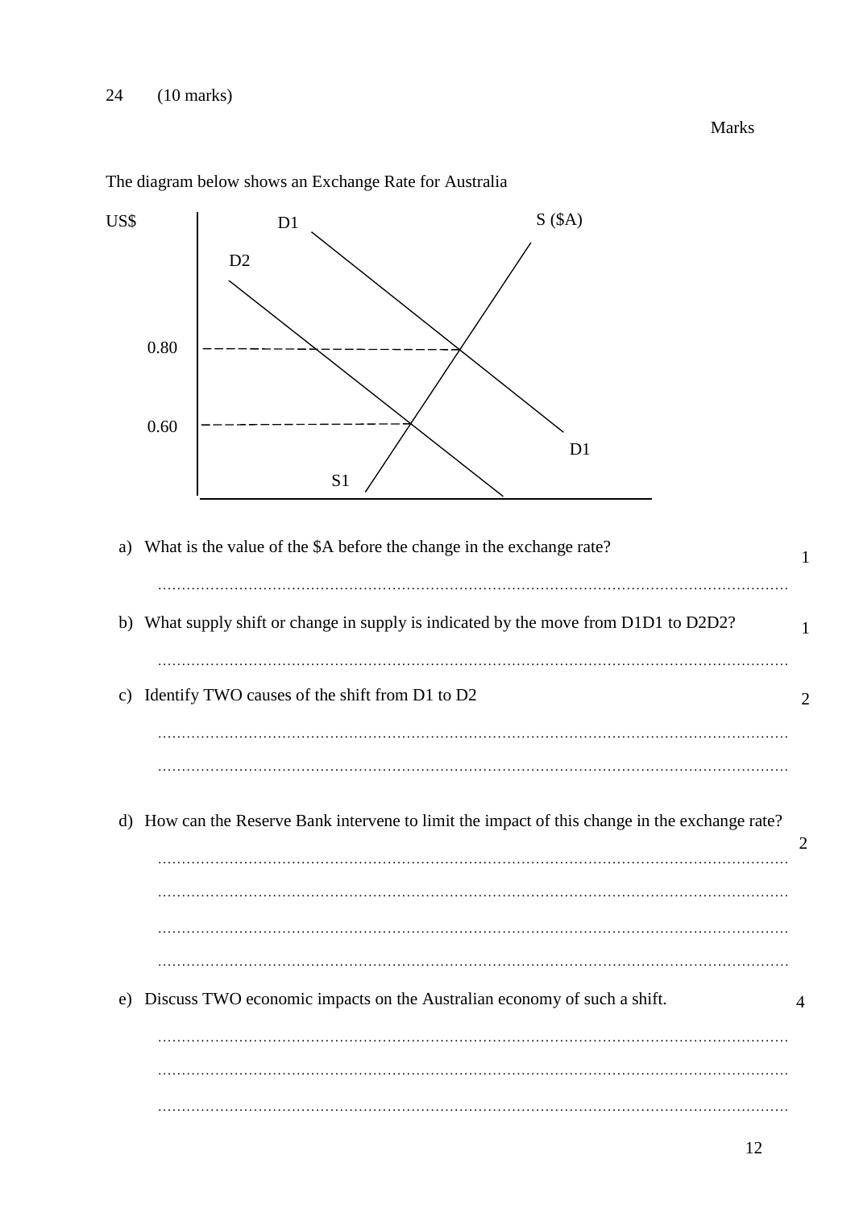24 (10 marks)

Marks

The diagram below shows an Exchange Rate for Australia

a) What is the value of the $A before the change in the exchange rate? — 1

..........................................................................................................................

b) What supply shift or change in supply is indicated by the move from D1D1 to D2D2? — 1

..........................................................................................................................

c) Identify TWO causes of the shift from D1 to D2 — 2

..........................................................................................................................

..........................................................................................................................

d) How can the Reserve Bank intervene to limit the impact of this change in the exchange rate? — 2

..........................................................................................................................

..........................................................................................................................

..........................................................................................................................

..........................................................................................................................

e) Discuss TWO economic impacts on the Australian economy of such a shift. — 4

..........................................................................................................................

..........................................................................................................................

..........................................................................................................................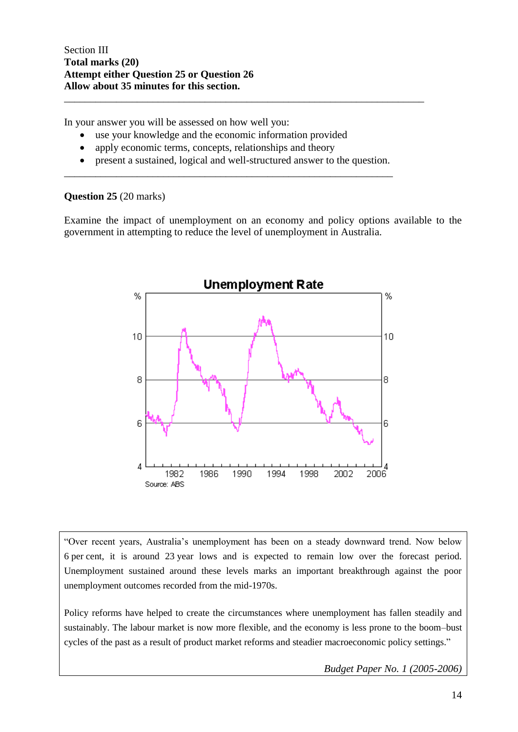Section III
**Total marks (20)**
**Attempt either Question 25 or Question 26**
**Allow about 35 minutes for this section.**

---

In your answer you will be assessed on how well you:

- use your knowledge and the economic information provided
- apply economic terms, concepts, relationships and theory
- present a sustained, logical and well-structured answer to the question.

---

**Question 25** (20 marks)

Examine the impact of unemployment on an economy and policy options available to the government in attempting to reduce the level of unemployment in Australia.

**Unemployment Rate**

Source: ABS

> "Over recent years, Australia's unemployment has been on a steady downward trend. Now below 6 per cent, it is around 23 year lows and is expected to remain low over the forecast period. Unemployment sustained around these levels marks an important breakthrough against the poor unemployment outcomes recorded from the mid-1970s.
>
> Policy reforms have helped to create the circumstances where unemployment has fallen steadily and sustainably. The labour market is now more flexible, and the economy is less prone to the boom–bust cycles of the past as a result of product market reforms and steadier macroeconomic policy settings."
>
> *Budget Paper No. 1 (2005-2006)*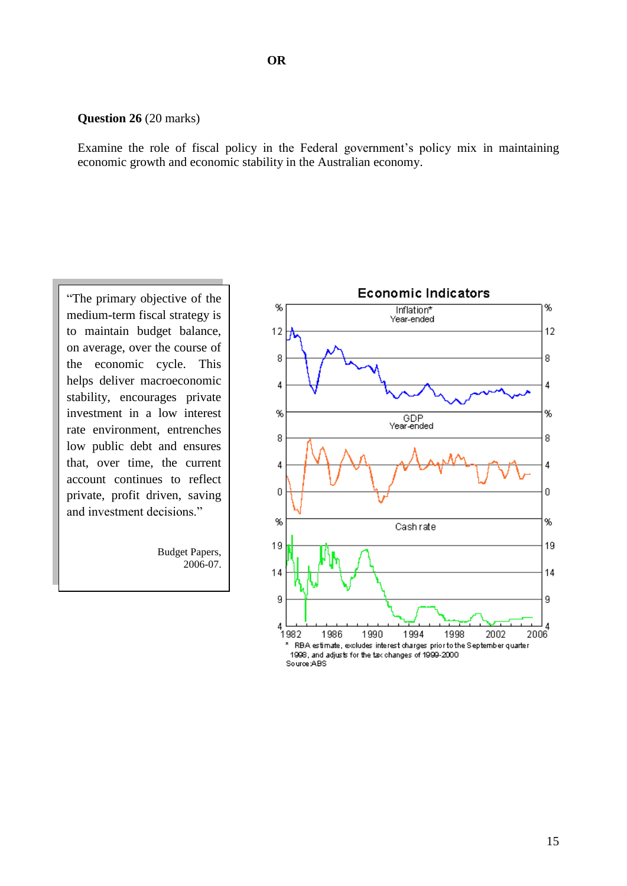**OR**

**Question 26** (20 marks)

Examine the role of fiscal policy in the Federal government's policy mix in maintaining economic growth and economic stability in the Australian economy.

> "The primary objective of the medium-term fiscal strategy is to maintain budget balance, on average, over the course of the economic cycle. This helps deliver macroeconomic stability, encourages private investment in a low interest rate environment, entrenches low public debt and ensures that, over time, the current account continues to reflect private, profit driven, saving and investment decisions."
>
> Budget Papers, 2006-07.

**Economic Indicators**

Inflation* Year-ended

GDP Year-ended

Cash rate

\* RBA estimate, excludes interest charges prior to the September quarter 1998, and adjusts for the tax changes of 1999-2000

Source: ABS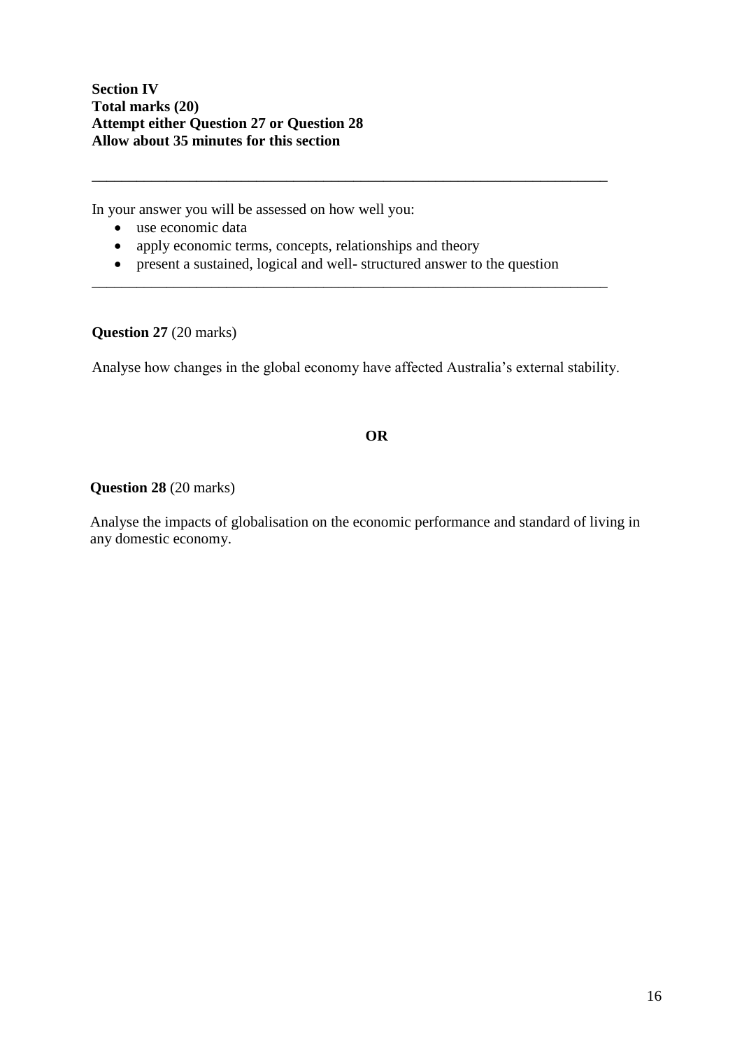**Section IV**
**Total marks (20)**
**Attempt either Question 27 or Question 28**
**Allow about 35 minutes for this section**

---

In your answer you will be assessed on how well you:

- use economic data
- apply economic terms, concepts, relationships and theory
- present a sustained, logical and well- structured answer to the question

---

**Question 27** (20 marks)

Analyse how changes in the global economy have affected Australia's external stability.

**OR**

**Question 28** (20 marks)

Analyse the impacts of globalisation on the economic performance and standard of living in any domestic economy.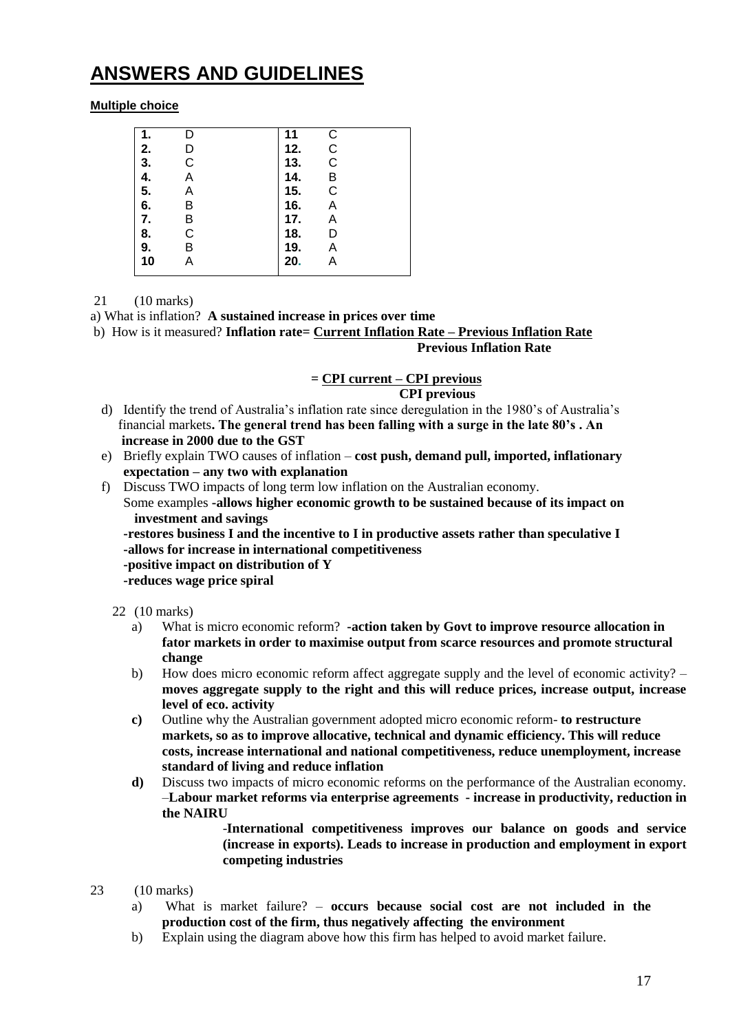# ANSWERS AND GUIDELINES

**Multiple choice**

| | | | |
|---|---|---|---|
| **1.** | D | **11** | C |
| **2.** | D | **12.** | C |
| **3.** | C | **13.** | C |
| **4.** | A | **14.** | B |
| **5.** | A | **15.** | C |
| **6.** | B | **16.** | A |
| **7.** | B | **17.** | A |
| **8.** | C | **18.** | D |
| **9.** | B | **19.** | A |
| **10** | A | **20.** | A |

21 (10 marks)

a) What is inflation? **A sustained increase in prices over time**

b) How is it measured? **Inflation rate=** $\frac{\textbf{Current Inflation Rate – Previous Inflation Rate}}{\textbf{Previous Inflation Rate}}$

$$= \frac{\textbf{CPI current – CPI previous}}{\textbf{CPI previous}}$$

d) Identify the trend of Australia's inflation rate since deregulation in the 1980's of Australia's financial markets**. The general trend has been falling with a surge in the late 80's . An increase in 2000 due to the GST**

e) Briefly explain TWO causes of inflation – **cost push, demand pull, imported, inflationary expectation – any two with explanation**

f) Discuss TWO impacts of long term low inflation on the Australian economy.
Some examples **-allows higher economic growth to be sustained because of its impact on investment and savings**
**-restores business I and the incentive to I in productive assets rather than speculative I**
**-allows for increase in international competitiveness**
**-positive impact on distribution of Y**
**-reduces wage price spiral**

22 (10 marks)

a) What is micro economic reform? **-action taken by Govt to improve resource allocation in fator markets in order to maximise output from scarce resources and promote structural change**

b) How does micro economic reform affect aggregate supply and the level of economic activity? – **moves aggregate supply to the right and this will reduce prices, increase output, increase level of eco. activity**

**c)** Outline why the Australian government adopted micro economic reform- **to restructure markets, so as to improve allocative, technical and dynamic efficiency. This will reduce costs, increase international and national competitiveness, reduce unemployment, increase standard of living and reduce inflation**

**d)** Discuss two impacts of micro economic reforms on the performance of the Australian economy. –**Labour market reforms via enterprise agreements - increase in productivity, reduction in the NAIRU**

-**International competitiveness improves our balance on goods and service (increase in exports). Leads to increase in production and employment in export competing industries**

23 (10 marks)

a) What is market failure? – **occurs because social cost are not included in the production cost of the firm, thus negatively affecting the environment**

b) Explain using the diagram above how this firm has helped to avoid market failure.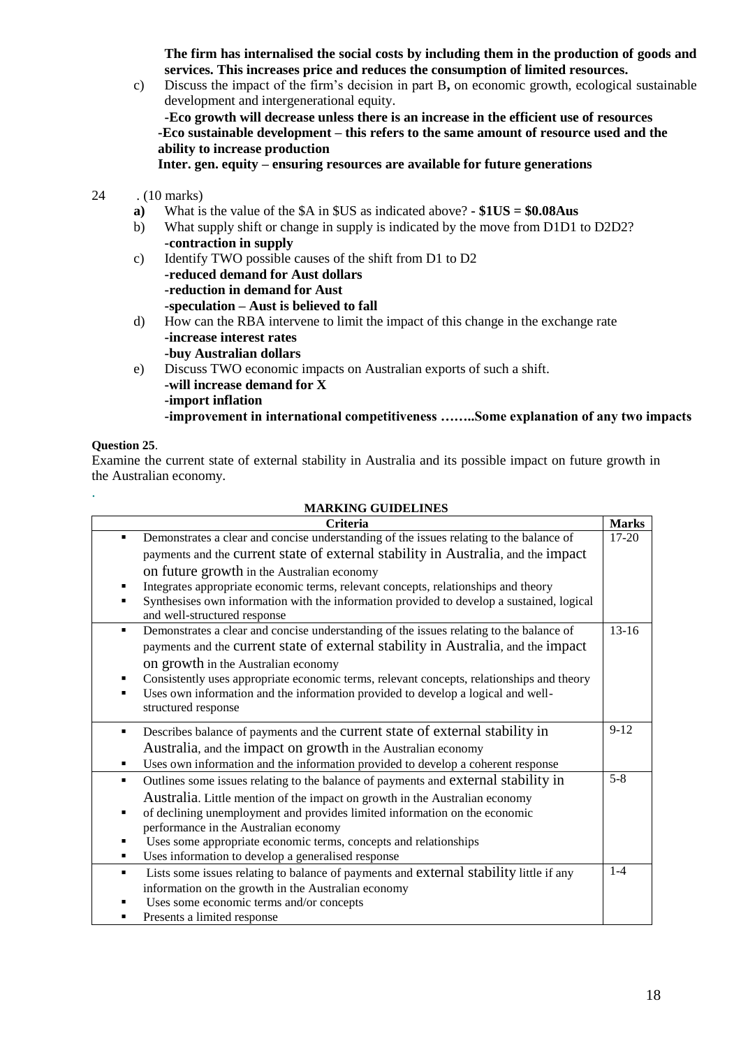**The firm has internalised the social costs by including them in the production of goods and services. This increases price and reduces the consumption of limited resources.**

c) Discuss the impact of the firm's decision in part B**,** on economic growth, ecological sustainable development and intergenerational equity.

**-Eco growth will decrease unless there is an increase in the efficient use of resources**
**-Eco sustainable development – this refers to the same amount of resource used and the ability to increase production**
**Inter. gen. equity – ensuring resources are available for future generations**

24 . (10 marks)

**a)** What is the value of the $A in $US as indicated above? **- $1US = $0.08Aus**

b) What supply shift or change in supply is indicated by the move from D1D1 to D2D2?
**-contraction in supply**

c) Identify TWO possible causes of the shift from D1 to D2
**-reduced demand for Aust dollars**
**-reduction in demand for Aust**
**-speculation – Aust is believed to fall**

d) How can the RBA intervene to limit the impact of this change in the exchange rate
**-increase interest rates**
**-buy Australian dollars**

e) Discuss TWO economic impacts on Australian exports of such a shift.
**-will increase demand for X**
**-import inflation**
**-improvement in international competitiveness ……..Some explanation of any two impacts**

**Question 25**.

Examine the current state of external stability in Australia and its possible impact on future growth in the Australian economy.

.

**MARKING GUIDELINES**

| Criteria | Marks |
|---|---|
| ▪ Demonstrates a clear and concise understanding of the issues relating to the balance of payments and the current state of external stability in Australia, and the impact on future growth in the Australian economy<br>▪ Integrates appropriate economic terms, relevant concepts, relationships and theory<br>▪ Synthesises own information with the information provided to develop a sustained, logical and well-structured response | 17-20 |
| ▪ Demonstrates a clear and concise understanding of the issues relating to the balance of payments and the current state of external stability in Australia, and the impact on growth in the Australian economy<br>▪ Consistently uses appropriate economic terms, relevant concepts, relationships and theory<br>▪ Uses own information and the information provided to develop a logical and well-structured response | 13-16 |
| ▪ Describes balance of payments and the current state of external stability in Australia, and the impact on growth in the Australian economy<br>▪ Uses own information and the information provided to develop a coherent response | 9-12 |
| ▪ Outlines some issues relating to the balance of payments and external stability in Australia. Little mention of the impact on growth in the Australian economy<br>▪ of declining unemployment and provides limited information on the economic performance in the Australian economy<br>▪ Uses some appropriate economic terms, concepts and relationships<br>▪ Uses information to develop a generalised response | 5-8 |
| ▪ Lists some issues relating to balance of payments and external stability little if any information on the growth in the Australian economy<br>▪ Uses some economic terms and/or concepts<br>▪ Presents a limited response | 1-4 |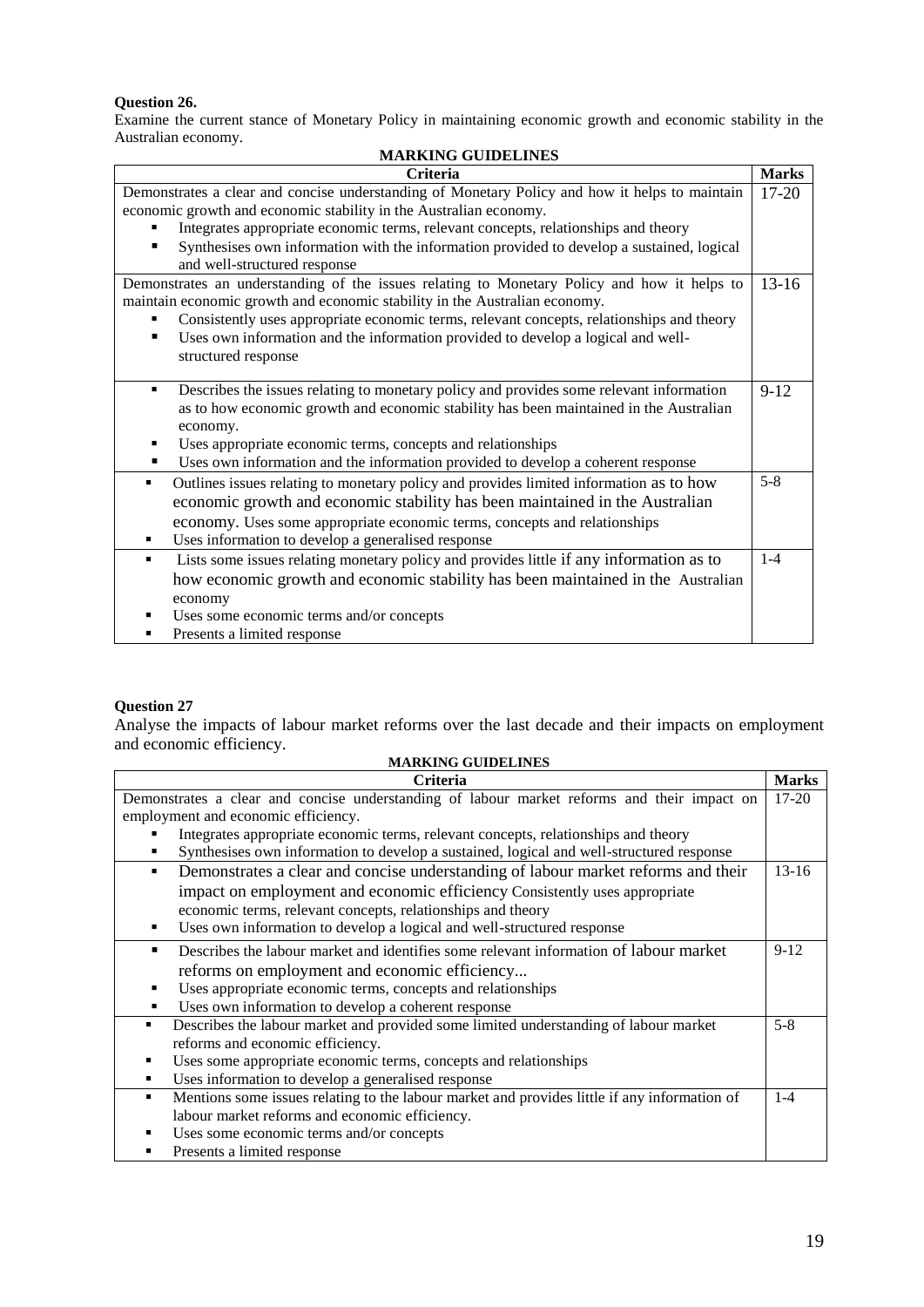**Question 26.**

Examine the current stance of Monetary Policy in maintaining economic growth and economic stability in the Australian economy.

**MARKING GUIDELINES**

| Criteria | Marks |
|---|---|
| Demonstrates a clear and concise understanding of Monetary Policy and how it helps to maintain economic growth and economic stability in the Australian economy.<br>▪ Integrates appropriate economic terms, relevant concepts, relationships and theory<br>▪ Synthesises own information with the information provided to develop a sustained, logical and well-structured response | 17-20 |
| Demonstrates an understanding of the issues relating to Monetary Policy and how it helps to maintain economic growth and economic stability in the Australian economy.<br>▪ Consistently uses appropriate economic terms, relevant concepts, relationships and theory<br>▪ Uses own information and the information provided to develop a logical and well-structured response | 13-16 |
| ▪ Describes the issues relating to monetary policy and provides some relevant information as to how economic growth and economic stability has been maintained in the Australian economy.<br>▪ Uses appropriate economic terms, concepts and relationships<br>▪ Uses own information and the information provided to develop a coherent response | 9-12 |
| ▪ Outlines issues relating to monetary policy and provides limited information as to how economic growth and economic stability has been maintained in the Australian economy. Uses some appropriate economic terms, concepts and relationships<br>▪ Uses information to develop a generalised response | 5-8 |
| ▪ Lists some issues relating monetary policy and provides little if any information as to how economic growth and economic stability has been maintained in the Australian economy<br>▪ Uses some economic terms and/or concepts<br>▪ Presents a limited response | 1-4 |

**Question 27**

Analyse the impacts of labour market reforms over the last decade and their impacts on employment and economic efficiency.

**MARKING GUIDELINES**

| Criteria | Marks |
|---|---|
| Demonstrates a clear and concise understanding of labour market reforms and their impact on employment and economic efficiency.<br>▪ Integrates appropriate economic terms, relevant concepts, relationships and theory<br>▪ Synthesises own information to develop a sustained, logical and well-structured response | 17-20 |
| ▪ Demonstrates a clear and concise understanding of labour market reforms and their impact on employment and economic efficiency Consistently uses appropriate economic terms, relevant concepts, relationships and theory<br>▪ Uses own information to develop a logical and well-structured response | 13-16 |
| ▪ Describes the labour market and identifies some relevant information of labour market reforms on employment and economic efficiency...<br>▪ Uses appropriate economic terms, concepts and relationships<br>▪ Uses own information to develop a coherent response | 9-12 |
| ▪ Describes the labour market and provided some limited understanding of labour market reforms and economic efficiency.<br>▪ Uses some appropriate economic terms, concepts and relationships<br>▪ Uses information to develop a generalised response | 5-8 |
| ▪ Mentions some issues relating to the labour market and provides little if any information of labour market reforms and economic efficiency.<br>▪ Uses some economic terms and/or concepts<br>▪ Presents a limited response | 1-4 |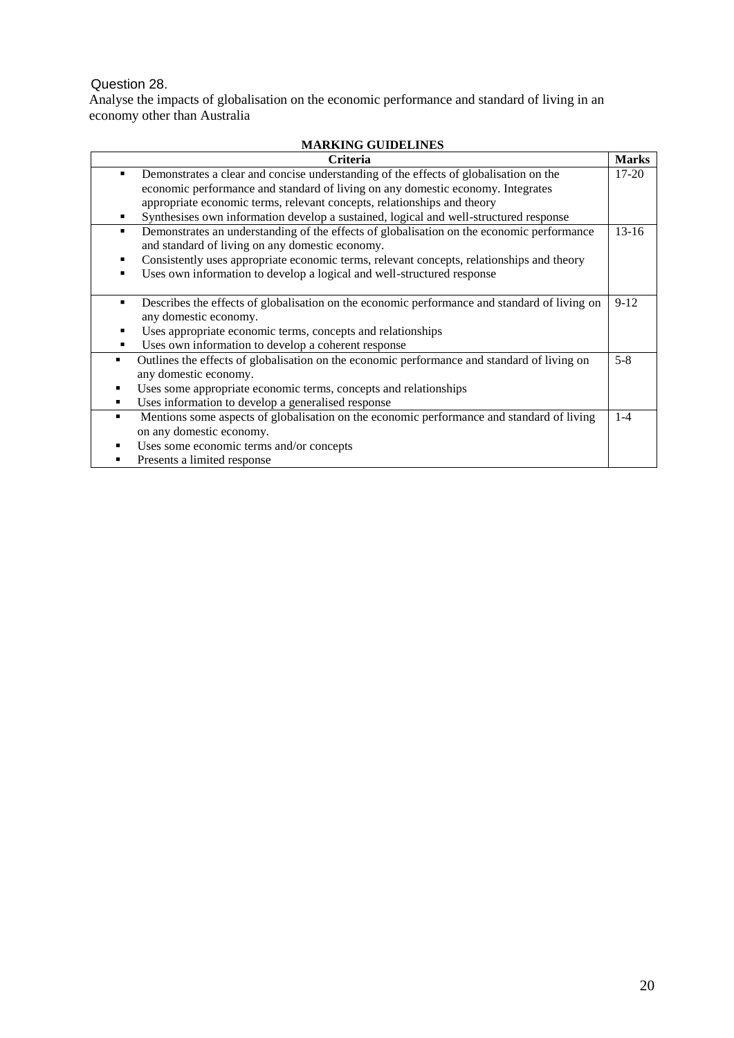Question 28.

Analyse the impacts of globalisation on the economic performance and standard of living in an economy other than Australia

**MARKING GUIDELINES**

| Criteria | Marks |
|---|---|
| ▪ Demonstrates a clear and concise understanding of the effects of globalisation on the economic performance and standard of living on any domestic economy. Integrates appropriate economic terms, relevant concepts, relationships and theory<br>▪ Synthesises own information develop a sustained, logical and well-structured response | 17-20 |
| ▪ Demonstrates an understanding of the effects of globalisation on the economic performance and standard of living on any domestic economy.<br>▪ Consistently uses appropriate economic terms, relevant concepts, relationships and theory<br>▪ Uses own information to develop a logical and well-structured response | 13-16 |
| ▪ Describes the effects of globalisation on the economic performance and standard of living on any domestic economy.<br>▪ Uses appropriate economic terms, concepts and relationships<br>▪ Uses own information to develop a coherent response | 9-12 |
| ▪ Outlines the effects of globalisation on the economic performance and standard of living on any domestic economy.<br>▪ Uses some appropriate economic terms, concepts and relationships<br>▪ Uses information to develop a generalised response | 5-8 |
| ▪ Mentions some aspects of globalisation on the economic performance and standard of living on any domestic economy.<br>▪ Uses some economic terms and/or concepts<br>▪ Presents a limited response | 1-4 |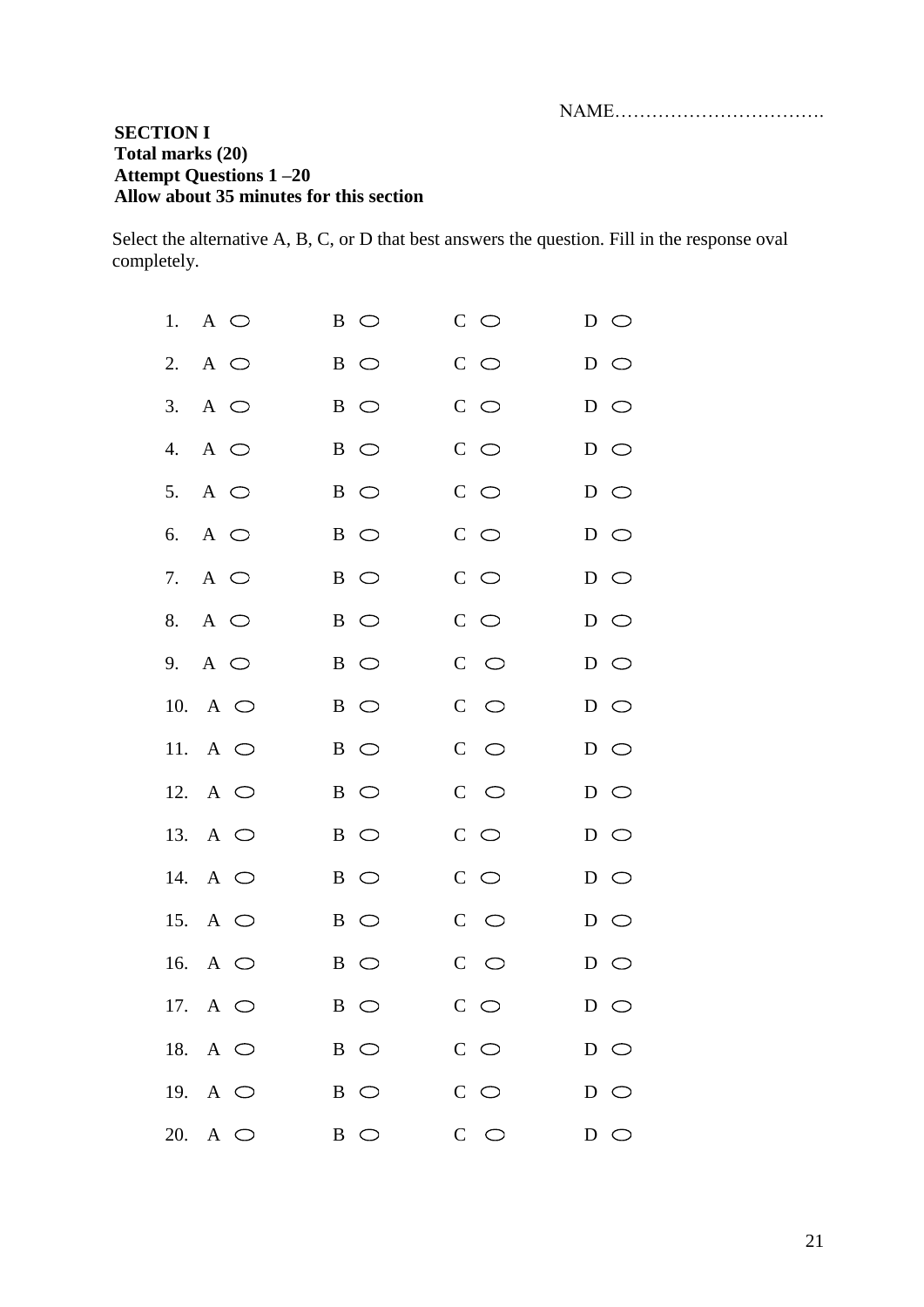NAME…………………………….

**SECTION I**
**Total marks (20)**
**Attempt Questions 1 –20**
**Allow about 35 minutes for this section**

Select the alternative A, B, C, or D that best answers the question. Fill in the response oval completely.

| | | | | |
|---|---|---|---|---|
| 1. | A ⬭ | B ⬭ | C ⬭ | D ⬭ |
| 2. | A ⬭ | B ⬭ | C ⬭ | D ⬭ |
| 3. | A ⬭ | B ⬭ | C ⬭ | D ⬭ |
| 4. | A ⬭ | B ⬭ | C ⬭ | D ⬭ |
| 5. | A ⬭ | B ⬭ | C ⬭ | D ⬭ |
| 6. | A ⬭ | B ⬭ | C ⬭ | D ⬭ |
| 7. | A ⬭ | B ⬭ | C ⬭ | D ⬭ |
| 8. | A ⬭ | B ⬭ | C ⬭ | D ⬭ |
| 9. | A ⬭ | B ⬭ | C ⬭ | D ⬭ |
| 10. | A ⬭ | B ⬭ | C ⬭ | D ⬭ |
| 11. | A ⬭ | B ⬭ | C ⬭ | D ⬭ |
| 12. | A ⬭ | B ⬭ | C ⬭ | D ⬭ |
| 13. | A ⬭ | B ⬭ | C ⬭ | D ⬭ |
| 14. | A ⬭ | B ⬭ | C ⬭ | D ⬭ |
| 15. | A ⬭ | B ⬭ | C ⬭ | D ⬭ |
| 16. | A ⬭ | B ⬭ | C ⬭ | D ⬭ |
| 17. | A ⬭ | B ⬭ | C ⬭ | D ⬭ |
| 18. | A ⬭ | B ⬭ | C ⬭ | D ⬭ |
| 19. | A ⬭ | B ⬭ | C ⬭ | D ⬭ |
| 20. | A ⬭ | B ⬭ | C ⬭ | D ⬭ |